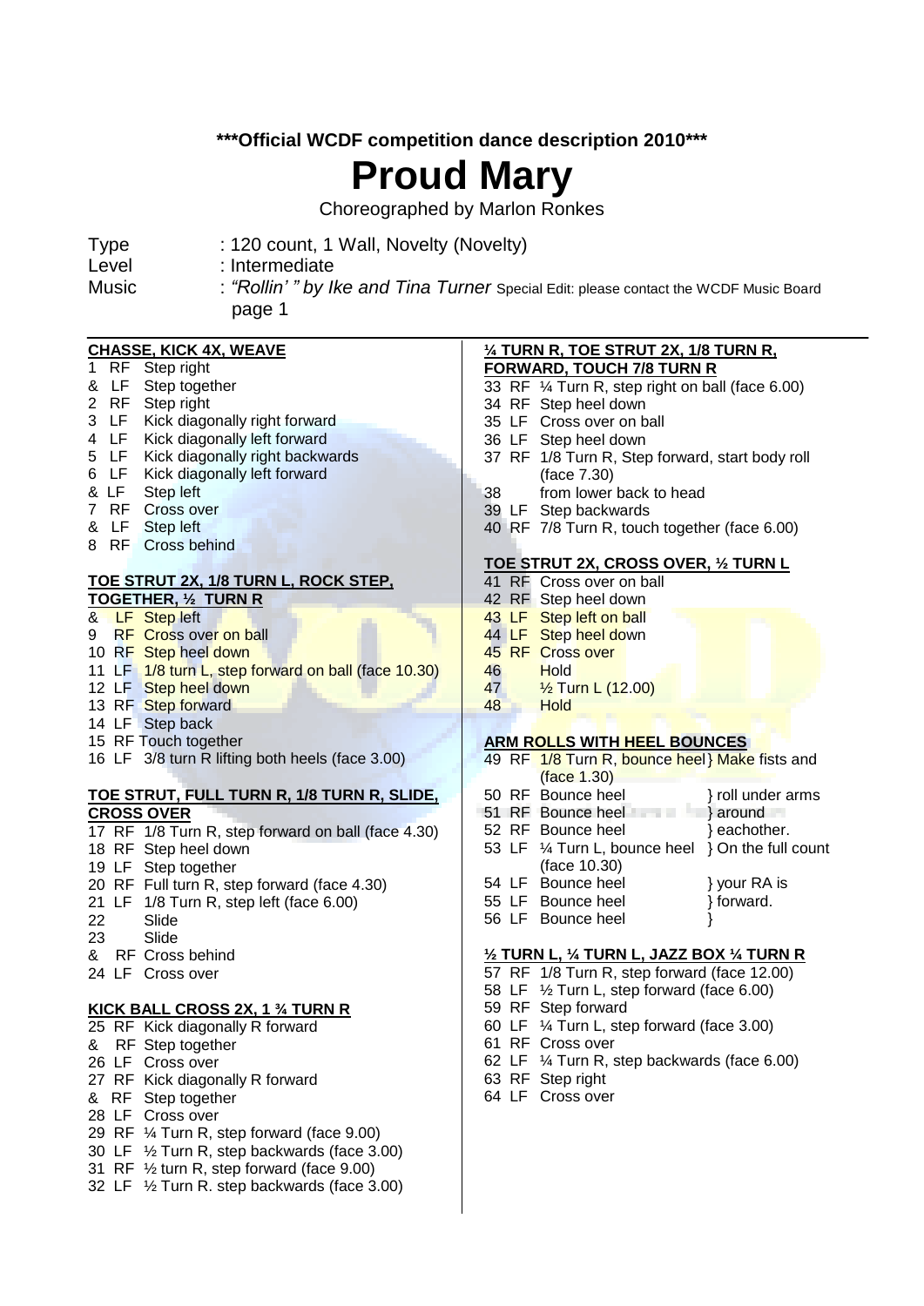**\*\*\*Official WCDF competition dance description 2010\*\*\***

# Proud Mary

Choreographed by Marlon Ronkes

Type : 120 count, 1 Wall, Novelty (Novelty)
Level : Intermediate
Music : *"Rollin' " by Ike and Tina Turner* Special Edit: please contact the WCDF Music Board

page 1

**CHASSE, KICK 4X, WEAVE**

1 RF Step right
& LF Step together
2 RF Step right
3 LF Kick diagonally right forward
4 LF Kick diagonally left forward
5 LF Kick diagonally right backwards
6 LF Kick diagonally left forward
& LF Step left
7 RF Cross over
& LF Step left
8 RF Cross behind

**TOE STRUT 2X, 1/8 TURN L, ROCK STEP, TOGETHER, ½ TURN R**

& LF Step left
9 RF Cross over on ball
10 RF Step heel down
11 LF 1/8 turn L, step forward on ball (face 10.30)
12 LF Step heel down
13 RF Step forward
14 LF Step back
15 RF Touch together
16 LF 3/8 turn R lifting both heels (face 3.00)

**TOE STRUT, FULL TURN R, 1/8 TURN R, SLIDE, CROSS OVER**

17 RF 1/8 Turn R, step forward on ball (face 4.30)
18 RF Step heel down
19 LF Step together
20 RF Full turn R, step forward (face 4.30)
21 LF 1/8 Turn R, step left (face 6.00)
22 Slide
23 Slide
& RF Cross behind
24 LF Cross over

**KICK BALL CROSS 2X, 1 ¾ TURN R**

25 RF Kick diagonally R forward
& RF Step together
26 LF Cross over
27 RF Kick diagonally R forward
& RF Step together
28 LF Cross over
29 RF ¼ Turn R, step forward (face 9.00)
30 LF ½ Turn R, step backwards (face 3.00)
31 RF ½ turn R, step forward (face 9.00)
32 LF ½ Turn R. step backwards (face 3.00)

**¼ TURN R, TOE STRUT 2X, 1/8 TURN R, FORWARD, TOUCH 7/8 TURN R**

33 RF ¼ Turn R, step right on ball (face 6.00)
34 RF Step heel down
35 LF Cross over on ball
36 LF Step heel down
37 RF 1/8 Turn R, Step forward, start body roll (face 7.30)
38 from lower back to head
39 LF Step backwards
40 RF 7/8 Turn R, touch together (face 6.00)

**TOE STRUT 2X, CROSS OVER, ½ TURN L**

41 RF Cross over on ball
42 RF Step heel down
43 LF Step left on ball
44 LF Step heel down
45 RF Cross over
46 Hold
47 ½ Turn L (12.00)
48 Hold

**ARM ROLLS WITH HEEL BOUNCES**

49 RF 1/8 Turn R, bounce heel (face 1.30) } Make fists and
50 RF Bounce heel } roll under arms
51 RF Bounce heel } around
52 RF Bounce heel } eachother.
53 LF ¼ Turn L, bounce heel (face 10.30) } On the full count
54 LF Bounce heel } your RA is
55 LF Bounce heel } forward.
56 LF Bounce heel }

**½ TURN L, ¼ TURN L, JAZZ BOX ¼ TURN R**

57 RF 1/8 Turn R, step forward (face 12.00)
58 LF ½ Turn L, step forward (face 6.00)
59 RF Step forward
60 LF ¼ Turn L, step forward (face 3.00)
61 RF Cross over
62 LF ¼ Turn R, step backwards (face 6.00)
63 RF Step right
64 LF Cross over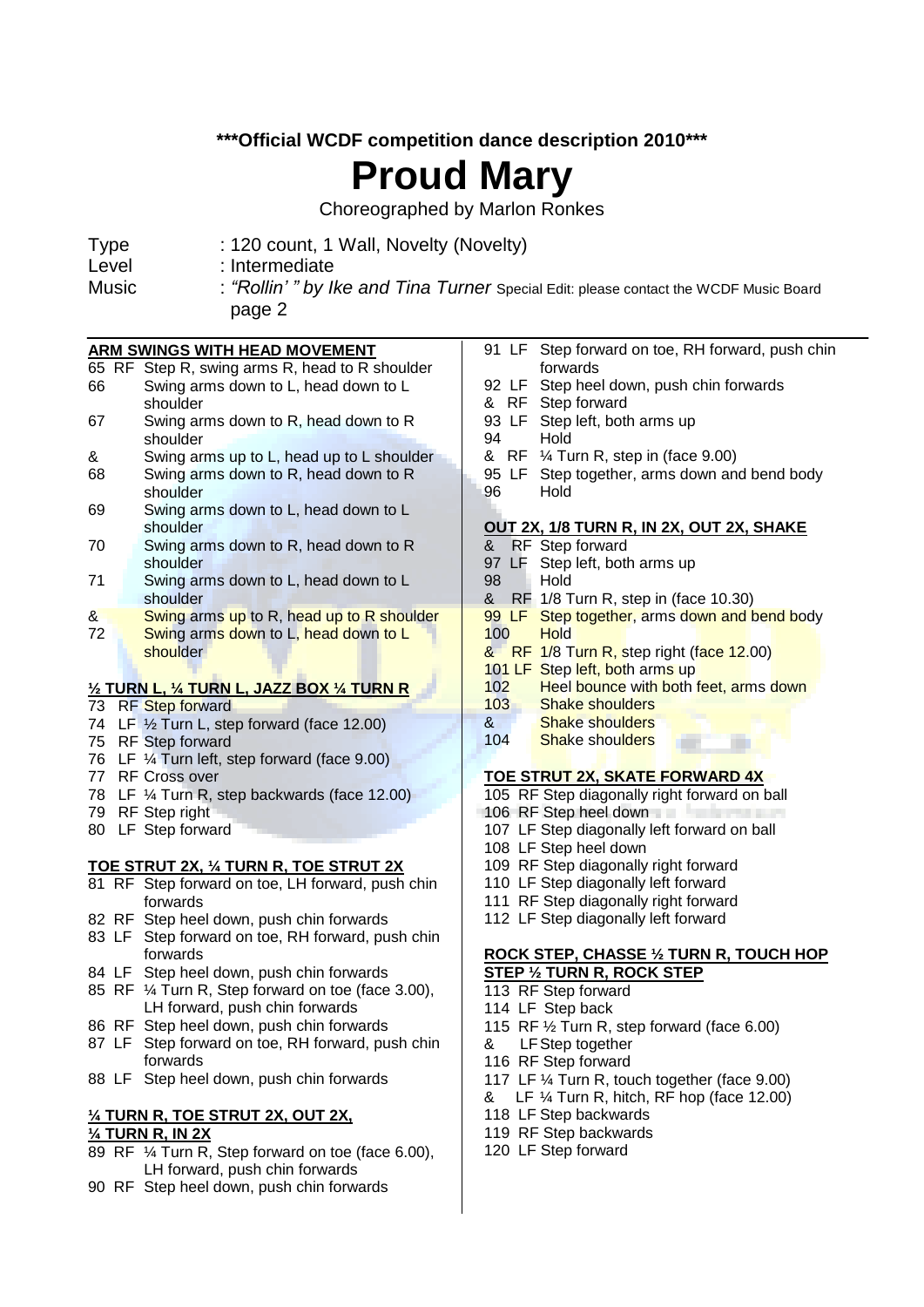**\*\*\*Official WCDF competition dance description 2010\*\*\***

# Proud Mary

Choreographed by Marlon Ronkes

Type : 120 count, 1 Wall, Novelty (Novelty)
Level : Intermediate
Music : *"Rollin' " by Ike and Tina Turner* Special Edit: please contact the WCDF Music Board
page 2

**ARM SWINGS WITH HEAD MOVEMENT**

65 RF Step R, swing arms R, head to R shoulder
66 Swing arms down to L, head down to L shoulder
67 Swing arms down to R, head down to R shoulder
& Swing arms up to L, head up to L shoulder
68 Swing arms down to R, head down to R shoulder
69 Swing arms down to L, head down to L shoulder
70 Swing arms down to R, head down to R shoulder
71 Swing arms down to L, head down to L shoulder
& Swing arms up to R, head up to R shoulder
72 Swing arms down to L, head down to L shoulder

**½ TURN L, ¼ TURN L, JAZZ BOX ¼ TURN R**

73 RF Step forward
74 LF ½ Turn L, step forward (face 12.00)
75 RF Step forward
76 LF ¼ Turn left, step forward (face 9.00)
77 RF Cross over
78 LF ¼ Turn R, step backwards (face 12.00)
79 RF Step right
80 LF Step forward

**TOE STRUT 2X, ¼ TURN R, TOE STRUT 2X**

81 RF Step forward on toe, LH forward, push chin forwards
82 RF Step heel down, push chin forwards
83 LF Step forward on toe, RH forward, push chin forwards
84 LF Step heel down, push chin forwards
85 RF ¼ Turn R, Step forward on toe (face 3.00), LH forward, push chin forwards
86 RF Step heel down, push chin forwards
87 LF Step forward on toe, RH forward, push chin forwards
88 LF Step heel down, push chin forwards

**¼ TURN R, TOE STRUT 2X, OUT 2X, ¼ TURN R, IN 2X**

89 RF ¼ Turn R, Step forward on toe (face 6.00), LH forward, push chin forwards
90 RF Step heel down, push chin forwards
91 LF Step forward on toe, RH forward, push chin forwards
92 LF Step heel down, push chin forwards
& RF Step forward
93 LF Step left, both arms up
94 Hold
& RF ¼ Turn R, step in (face 9.00)
95 LF Step together, arms down and bend body
96 Hold

**OUT 2X, 1/8 TURN R, IN 2X, OUT 2X, SHAKE**

& RF Step forward
97 LF Step left, both arms up
98 Hold
& RF 1/8 Turn R, step in (face 10.30)
99 LF Step together, arms down and bend body
100 Hold
& RF 1/8 Turn R, step right (face 12.00)
101 LF Step left, both arms up
102 Heel bounce with both feet, arms down
103 Shake shoulders
& Shake shoulders
104 Shake shoulders

**TOE STRUT 2X, SKATE FORWARD 4X**

105 RF Step diagonally right forward on ball
106 RF Step heel down
107 LF Step diagonally left forward on ball
108 LF Step heel down
109 RF Step diagonally right forward
110 LF Step diagonally left forward
111 RF Step diagonally right forward
112 LF Step diagonally left forward

**ROCK STEP, CHASSE ½ TURN R, TOUCH HOP STEP ½ TURN R, ROCK STEP**

113 RF Step forward
114 LF Step back
115 RF ½ Turn R, step forward (face 6.00)
& LF Step together
116 RF Step forward
117 LF ¼ Turn R, touch together (face 9.00)
& LF ¼ Turn R, hitch, RF hop (face 12.00)
118 LF Step backwards
119 RF Step backwards
120 LF Step forward